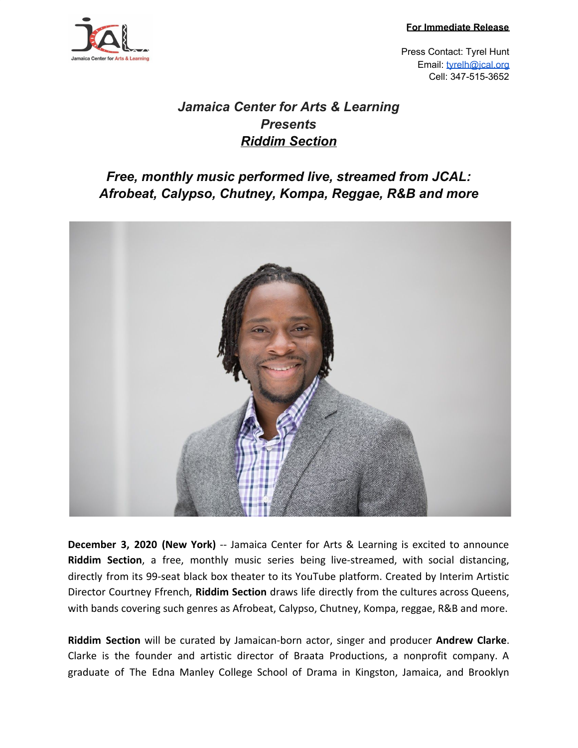**For Immediate Release**

Press Contact: Tyrel Hunt
Email: tyrelh@jcal.org
Cell: 347-515-3652

## *Jamaica Center for Arts & Learning Presents* ***Riddim Section***

### *Free, monthly music performed live, streamed from JCAL: Afrobeat, Calypso, Chutney, Kompa, Reggae, R&B and more*

**December 3, 2020 (New York)** -- Jamaica Center for Arts & Learning is excited to announce **Riddim Section**, a free, monthly music series being live-streamed, with social distancing, directly from its 99-seat black box theater to its YouTube platform. Created by Interim Artistic Director Courtney Ffrench, **Riddim Section** draws life directly from the cultures across Queens, with bands covering such genres as Afrobeat, Calypso, Chutney, Kompa, reggae, R&B and more.

**Riddim Section** will be curated by Jamaican-born actor, singer and producer **Andrew Clarke**. Clarke is the founder and artistic director of Braata Productions, a nonprofit company. A graduate of The Edna Manley College School of Drama in Kingston, Jamaica, and Brooklyn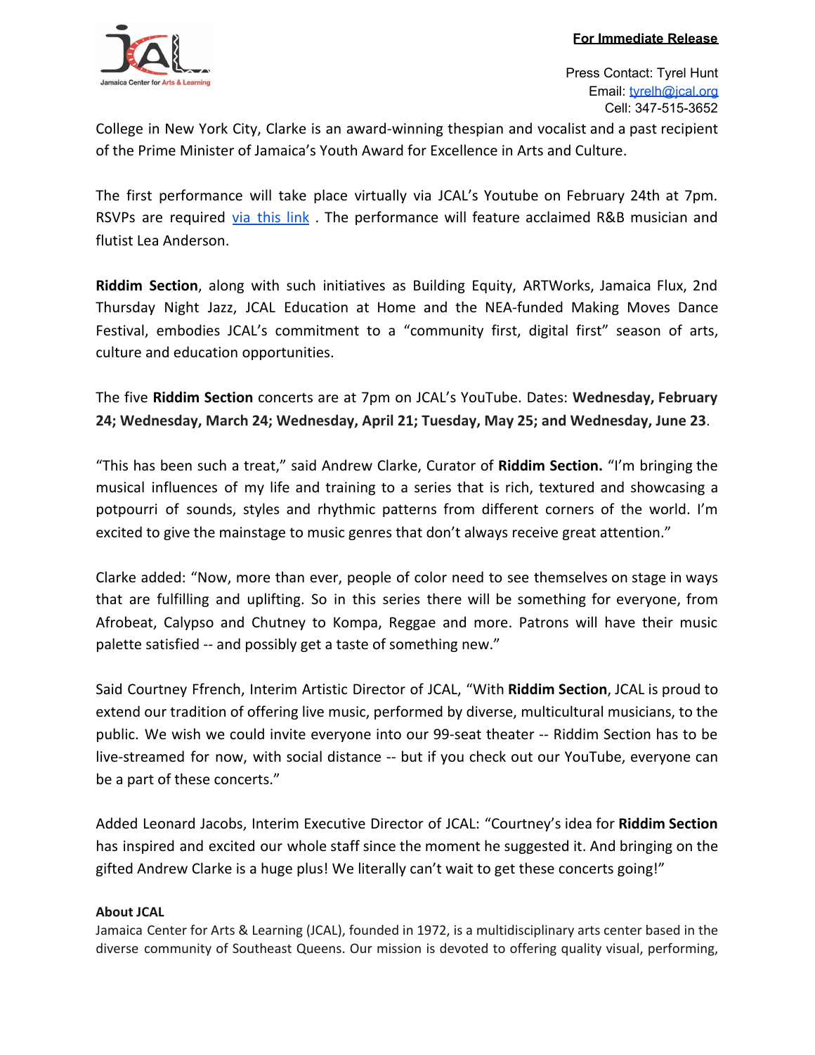College in New York City, Clarke is an award-winning thespian and vocalist and a past recipient of the Prime Minister of Jamaica's Youth Award for Excellence in Arts and Culture.

The first performance will take place virtually via JCAL's Youtube on February 24th at 7pm. RSVPs are required via this link . The performance will feature acclaimed R&B musician and flutist Lea Anderson.

**Riddim Section**, along with such initiatives as Building Equity, ARTWorks, Jamaica Flux, 2nd Thursday Night Jazz, JCAL Education at Home and the NEA-funded Making Moves Dance Festival, embodies JCAL's commitment to a "community first, digital first" season of arts, culture and education opportunities.

The five **Riddim Section** concerts are at 7pm on JCAL's YouTube. Dates: **Wednesday, February 24; Wednesday, March 24; Wednesday, April 21; Tuesday, May 25; and Wednesday, June 23**.

"This has been such a treat," said Andrew Clarke, Curator of **Riddim Section.** "I'm bringing the musical influences of my life and training to a series that is rich, textured and showcasing a potpourri of sounds, styles and rhythmic patterns from different corners of the world. I'm excited to give the mainstage to music genres that don't always receive great attention."

Clarke added: "Now, more than ever, people of color need to see themselves on stage in ways that are fulfilling and uplifting. So in this series there will be something for everyone, from Afrobeat, Calypso and Chutney to Kompa, Reggae and more. Patrons will have their music palette satisfied -- and possibly get a taste of something new."

Said Courtney Ffrench, Interim Artistic Director of JCAL, "With **Riddim Section**, JCAL is proud to extend our tradition of offering live music, performed by diverse, multicultural musicians, to the public. We wish we could invite everyone into our 99-seat theater -- Riddim Section has to be live-streamed for now, with social distance -- but if you check out our YouTube, everyone can be a part of these concerts."

Added Leonard Jacobs, Interim Executive Director of JCAL: "Courtney's idea for **Riddim Section** has inspired and excited our whole staff since the moment he suggested it. And bringing on the gifted Andrew Clarke is a huge plus! We literally can't wait to get these concerts going!"

**About JCAL**

Jamaica Center for Arts & Learning (JCAL), founded in 1972, is a multidisciplinary arts center based in the diverse community of Southeast Queens. Our mission is devoted to offering quality visual, performing,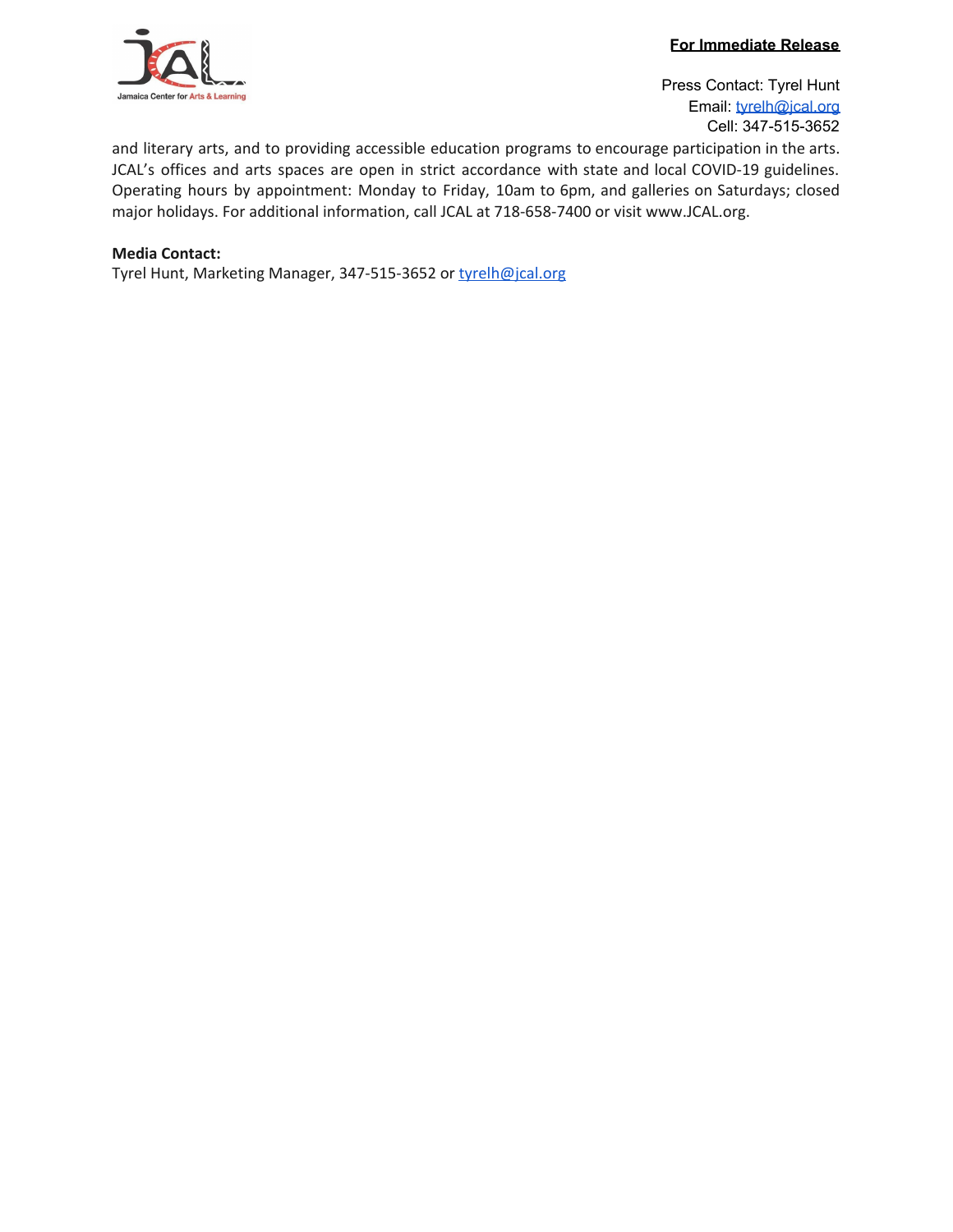and literary arts, and to providing accessible education programs to encourage participation in the arts. JCAL's offices and arts spaces are open in strict accordance with state and local COVID-19 guidelines. Operating hours by appointment: Monday to Friday, 10am to 6pm, and galleries on Saturdays; closed major holidays. For additional information, call JCAL at 718-658-7400 or visit www.JCAL.org.

**Media Contact:**
Tyrel Hunt, Marketing Manager, 347-515-3652 or tyrelh@jcal.org